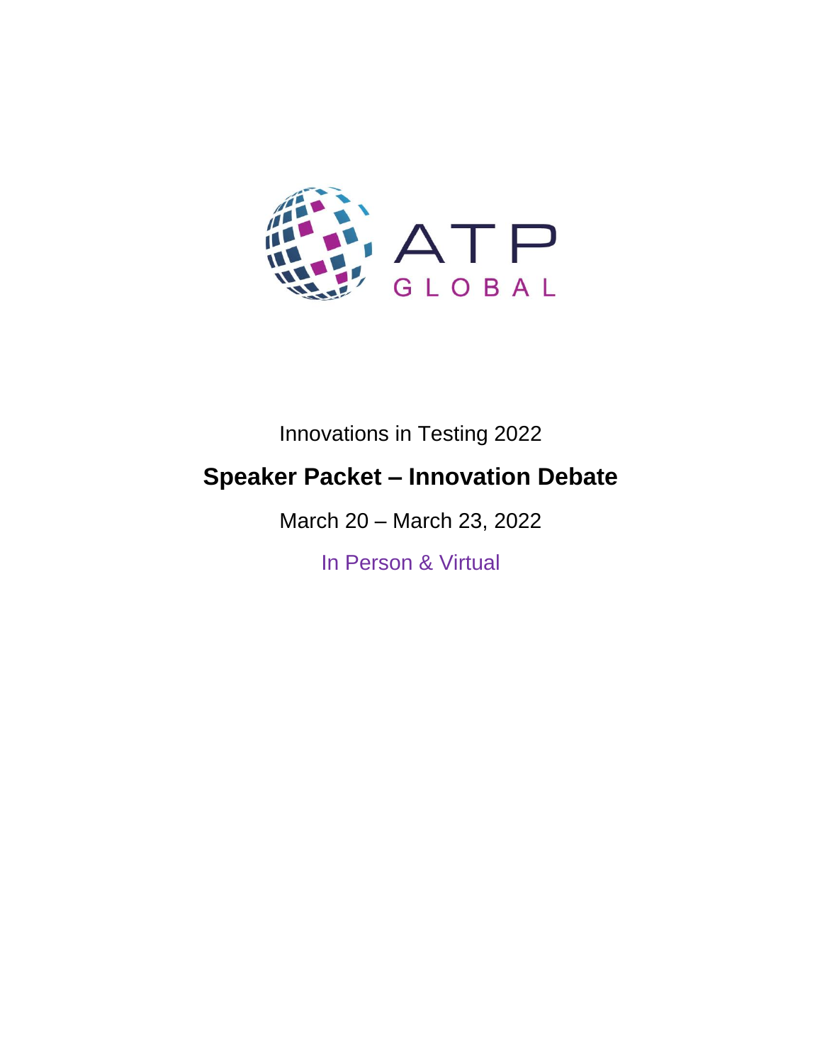ATP GLOBAL

Innovations in Testing 2022

# Speaker Packet – Innovation Debate

March 20 – March 23, 2022

In Person & Virtual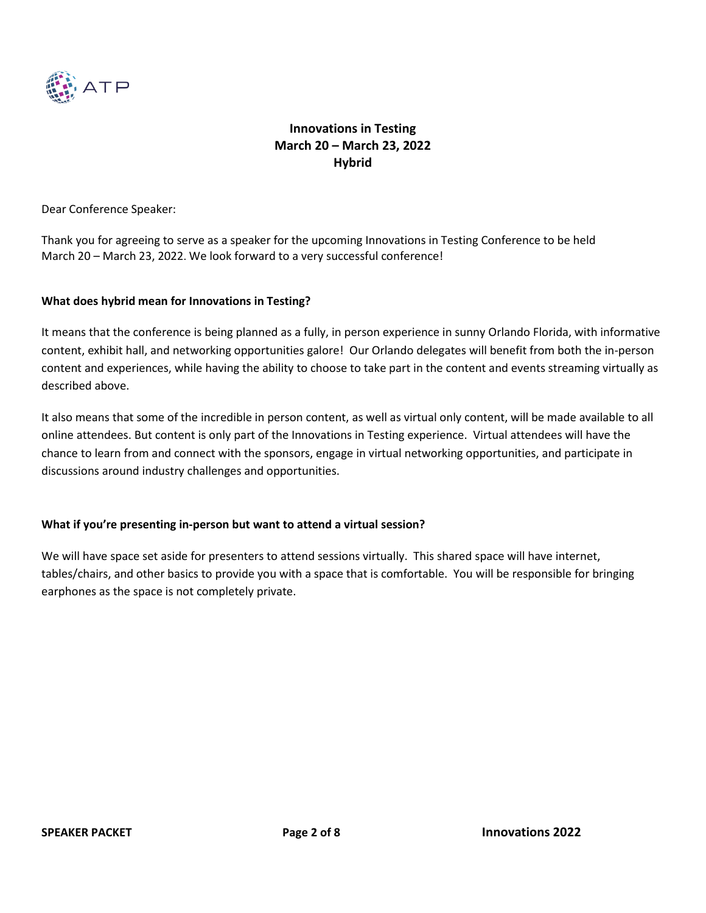## Innovations in Testing
## March 20 – March 23, 2022
## Hybrid

Dear Conference Speaker:

Thank you for agreeing to serve as a speaker for the upcoming Innovations in Testing Conference to be held March 20 – March 23, 2022. We look forward to a very successful conference!

**What does hybrid mean for Innovations in Testing?**

It means that the conference is being planned as a fully, in person experience in sunny Orlando Florida, with informative content, exhibit hall, and networking opportunities galore! Our Orlando delegates will benefit from both the in-person content and experiences, while having the ability to choose to take part in the content and events streaming virtually as described above.

It also means that some of the incredible in person content, as well as virtual only content, will be made available to all online attendees. But content is only part of the Innovations in Testing experience. Virtual attendees will have the chance to learn from and connect with the sponsors, engage in virtual networking opportunities, and participate in discussions around industry challenges and opportunities.

**What if you're presenting in-person but want to attend a virtual session?**

We will have space set aside for presenters to attend sessions virtually. This shared space will have internet, tables/chairs, and other basics to provide you with a space that is comfortable. You will be responsible for bringing earphones as the space is not completely private.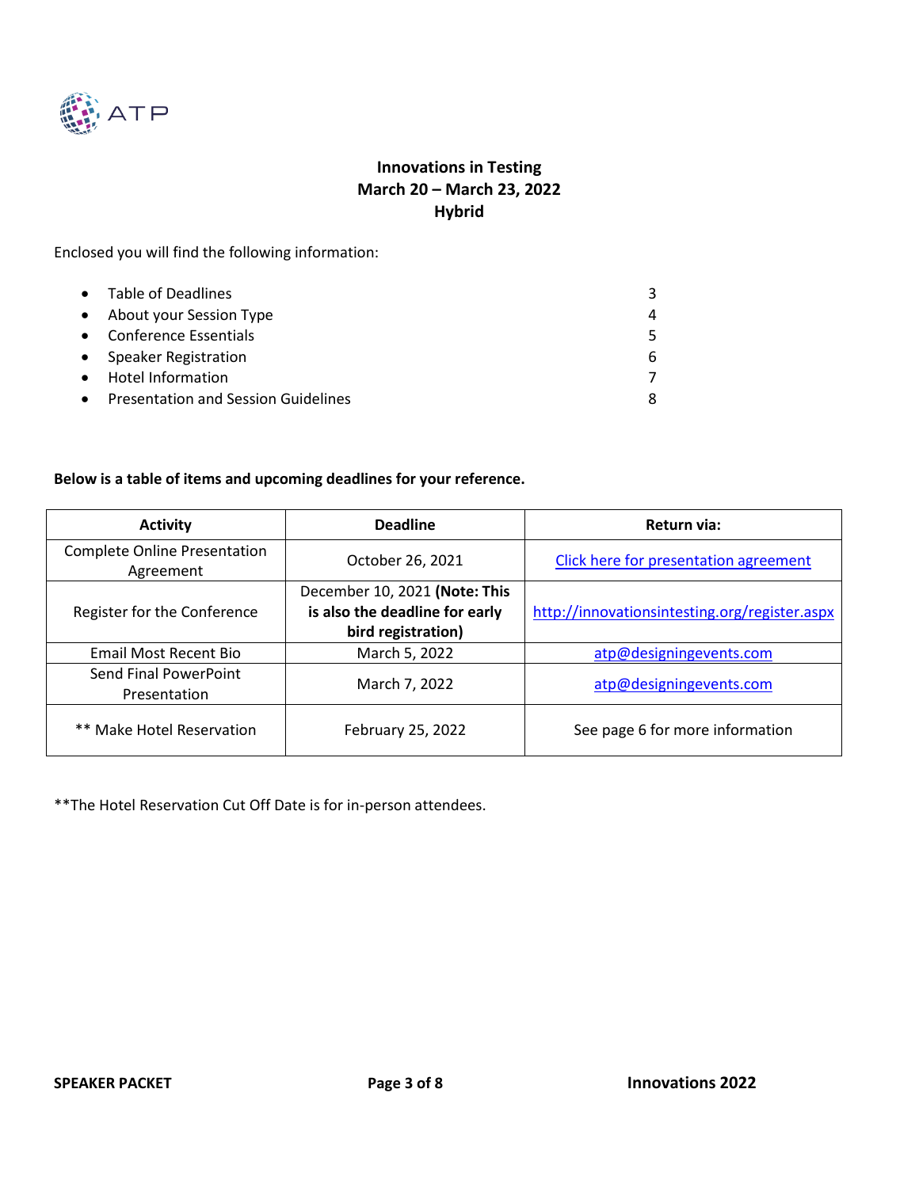**Innovations in Testing**
**March 20 – March 23, 2022**
**Hybrid**

Enclosed you will find the following information:

- Table of Deadlines 3
- About your Session Type 4
- Conference Essentials 5
- Speaker Registration 6
- Hotel Information 7
- Presentation and Session Guidelines 8

**Below is a table of items and upcoming deadlines for your reference.**

| Activity | Deadline | Return via: |
| --- | --- | --- |
| Complete Online Presentation Agreement | October 26, 2021 | Click here for presentation agreement |
| Register for the Conference | December 10, 2021 **(Note: This is also the deadline for early bird registration)** | http://innovationsintesting.org/register.aspx |
| Email Most Recent Bio | March 5, 2022 | atp@designingevents.com |
| Send Final PowerPoint Presentation | March 7, 2022 | atp@designingevents.com |
| ** Make Hotel Reservation | February 25, 2022 | See page 6 for more information |

**The Hotel Reservation Cut Off Date is for in-person attendees.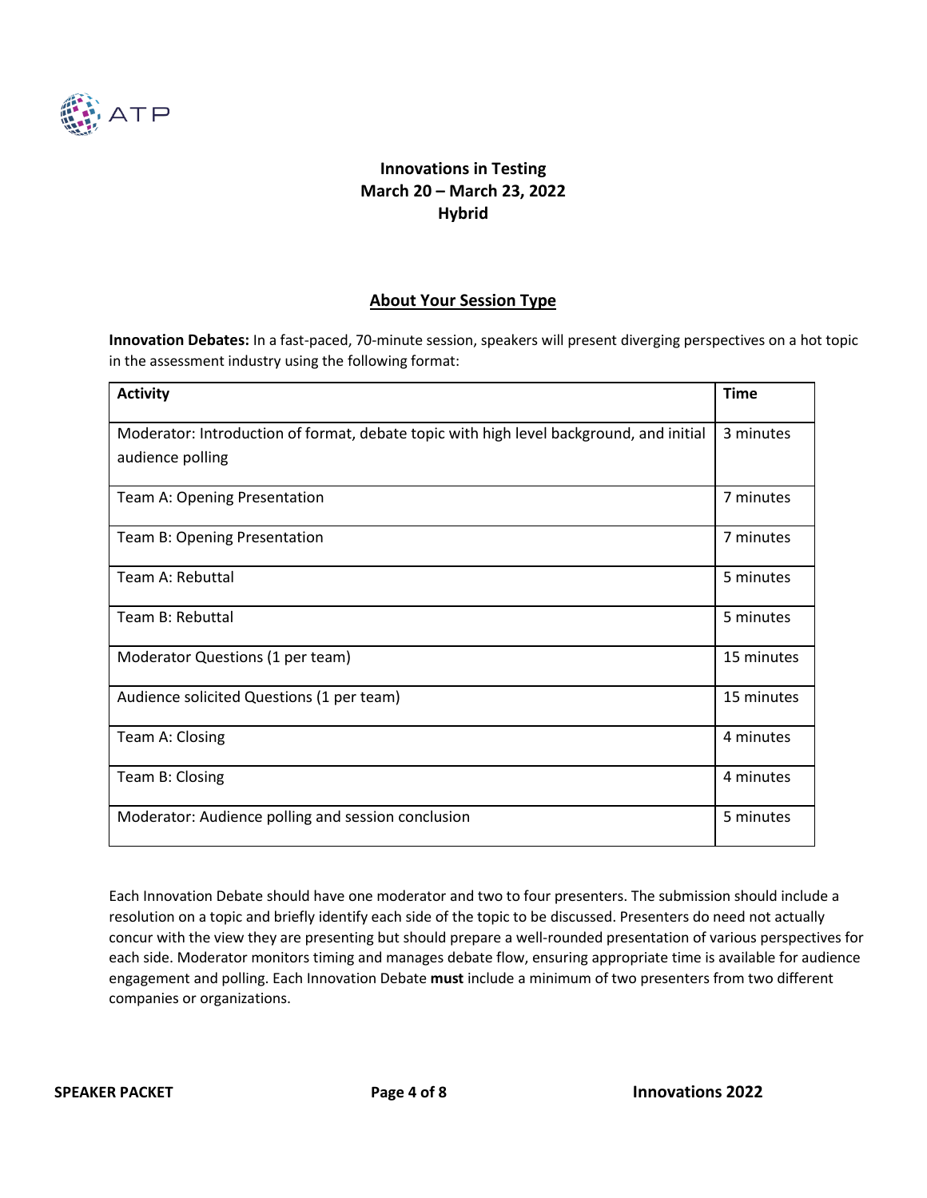**Innovations in Testing**
**March 20 – March 23, 2022**
**Hybrid**

## About Your Session Type

**Innovation Debates:** In a fast-paced, 70-minute session, speakers will present diverging perspectives on a hot topic in the assessment industry using the following format:

| Activity | Time |
|---|---|
| Moderator: Introduction of format, debate topic with high level background, and initial audience polling | 3 minutes |
| Team A: Opening Presentation | 7 minutes |
| Team B: Opening Presentation | 7 minutes |
| Team A: Rebuttal | 5 minutes |
| Team B: Rebuttal | 5 minutes |
| Moderator Questions (1 per team) | 15 minutes |
| Audience solicited Questions (1 per team) | 15 minutes |
| Team A: Closing | 4 minutes |
| Team B: Closing | 4 minutes |
| Moderator: Audience polling and session conclusion | 5 minutes |

Each Innovation Debate should have one moderator and two to four presenters. The submission should include a resolution on a topic and briefly identify each side of the topic to be discussed. Presenters do need not actually concur with the view they are presenting but should prepare a well-rounded presentation of various perspectives for each side. Moderator monitors timing and manages debate flow, ensuring appropriate time is available for audience engagement and polling. Each Innovation Debate **must** include a minimum of two presenters from two different companies or organizations.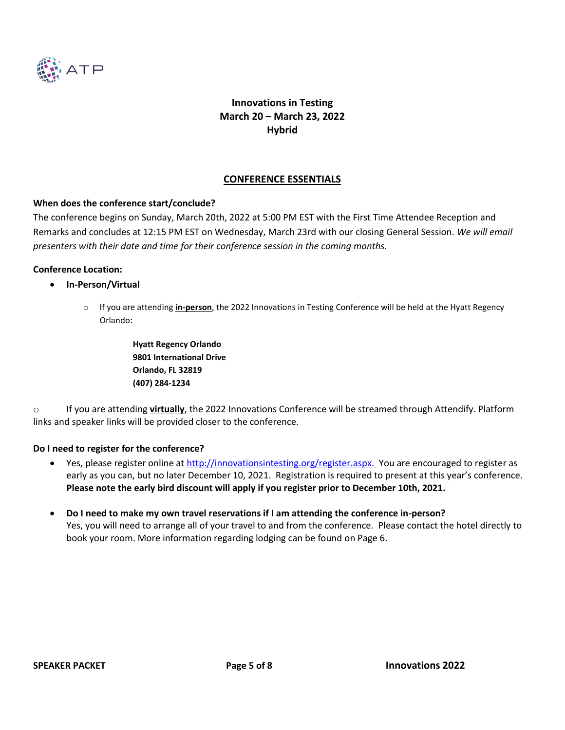**Innovations in Testing**
**March 20 – March 23, 2022**
**Hybrid**

## CONFERENCE ESSENTIALS

**When does the conference start/conclude?**

The conference begins on Sunday, March 20th, 2022 at 5:00 PM EST with the First Time Attendee Reception and Remarks and concludes at 12:15 PM EST on Wednesday, March 23rd with our closing General Session. *We will email presenters with their date and time for their conference session in the coming months.*

**Conference Location:**

- **In-Person/Virtual**
  - If you are attending **in-person**, the 2022 Innovations in Testing Conference will be held at the Hyatt Regency Orlando:

    **Hyatt Regency Orlando**
    **9801 International Drive**
    **Orlando, FL 32819**
    **(407) 284-1234**

  - If you are attending **virtually**, the 2022 Innovations Conference will be streamed through Attendify. Platform links and speaker links will be provided closer to the conference.

**Do I need to register for the conference?**

- Yes, please register online at http://innovationsintesting.org/register.aspx. You are encouraged to register as early as you can, but no later December 10, 2021. Registration is required to present at this year's conference. **Please note the early bird discount will apply if you register prior to December 10th, 2021.**

- **Do I need to make my own travel reservations if I am attending the conference in-person?**
  Yes, you will need to arrange all of your travel to and from the conference. Please contact the hotel directly to book your room. More information regarding lodging can be found on Page 6.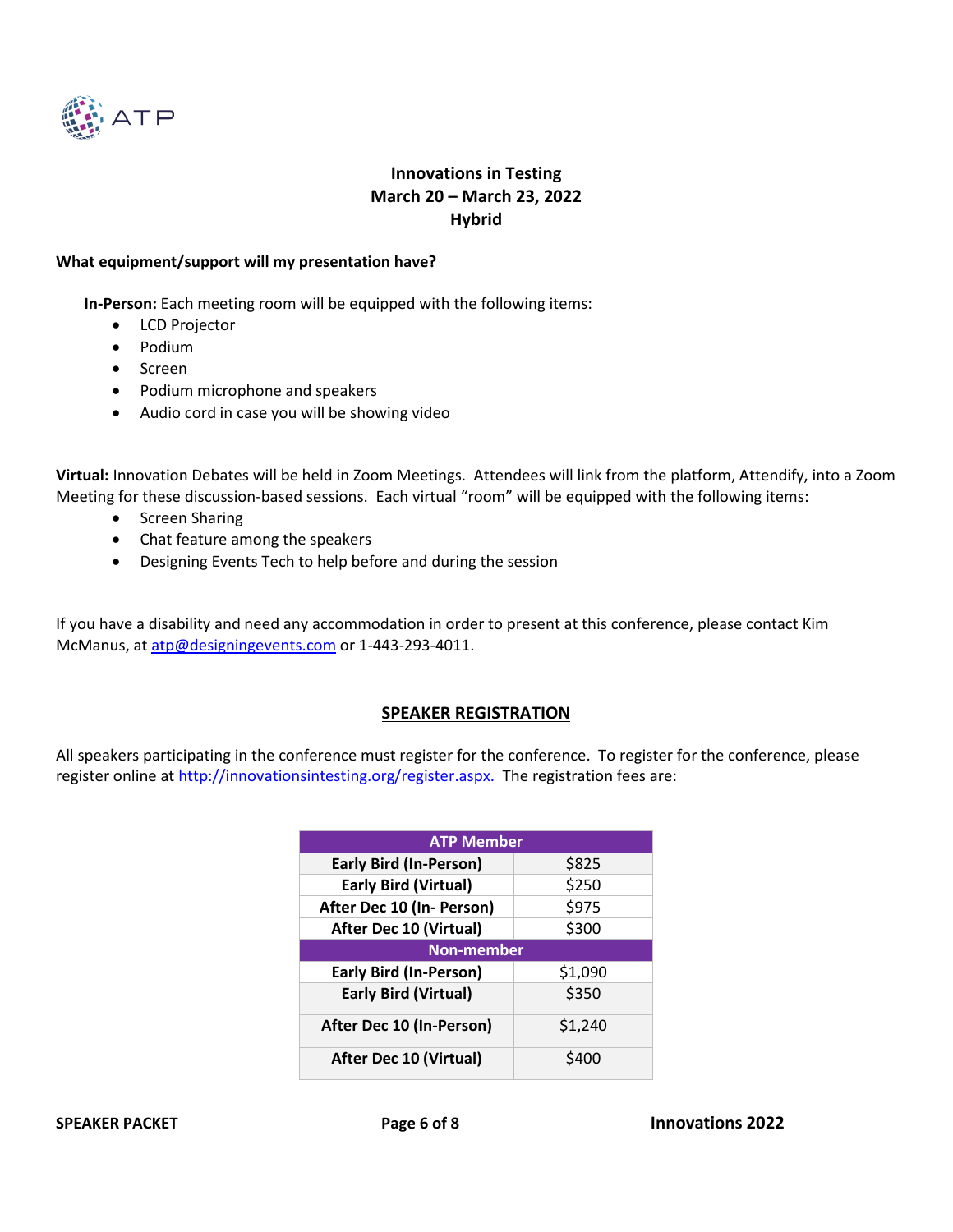# Innovations in Testing
## March 20 – March 23, 2022
## Hybrid

**What equipment/support will my presentation have?**

**In-Person:** Each meeting room will be equipped with the following items:

- LCD Projector
- Podium
- Screen
- Podium microphone and speakers
- Audio cord in case you will be showing video

**Virtual:** Innovation Debates will be held in Zoom Meetings. Attendees will link from the platform, Attendify, into a Zoom Meeting for these discussion-based sessions. Each virtual "room" will be equipped with the following items:

- Screen Sharing
- Chat feature among the speakers
- Designing Events Tech to help before and during the session

If you have a disability and need any accommodation in order to present at this conference, please contact Kim McManus, at atp@designingevents.com or 1-443-293-4011.

## SPEAKER REGISTRATION

All speakers participating in the conference must register for the conference. To register for the conference, please register online at http://innovationsintesting.org/register.aspx. The registration fees are:

| ATP Member | |
|---|---|
| Early Bird (In-Person) | $825 |
| Early Bird (Virtual) | $250 |
| After Dec 10 (In- Person) | $975 |
| After Dec 10 (Virtual) | $300 |
| **Non-member** | |
| Early Bird (In-Person) | $1,090 |
| Early Bird (Virtual) | $350 |
| After Dec 10 (In-Person) | $1,240 |
| After Dec 10 (Virtual) | $400 |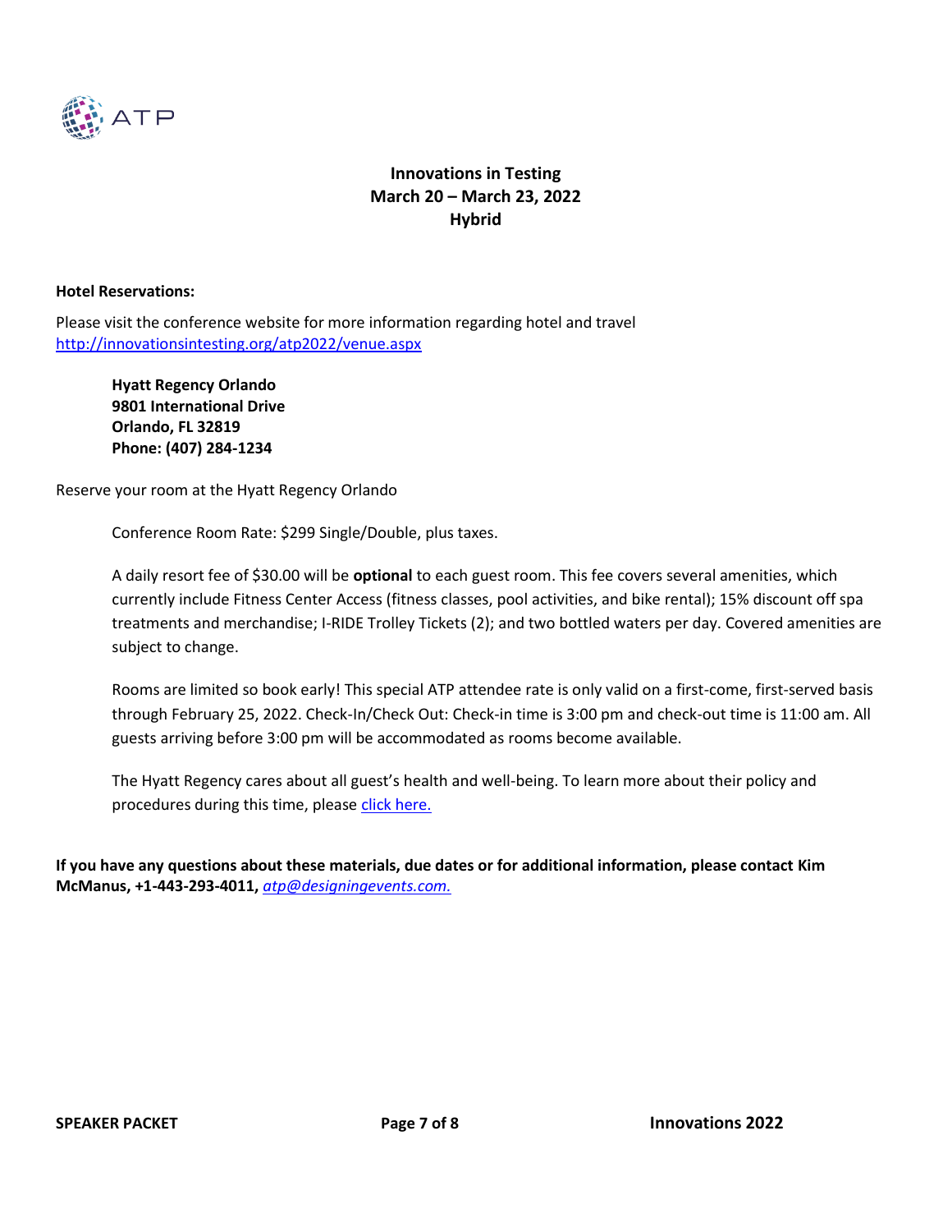**Innovations in Testing**
**March 20 – March 23, 2022**
**Hybrid**

**Hotel Reservations:**

Please visit the conference website for more information regarding hotel and travel
http://innovationsintesting.org/atp2022/venue.aspx

> **Hyatt Regency Orlando**
> **9801 International Drive**
> **Orlando, FL 32819**
> **Phone: (407) 284-1234**

Reserve your room at the Hyatt Regency Orlando

> Conference Room Rate: $299 Single/Double, plus taxes.
>
> A daily resort fee of $30.00 will be **optional** to each guest room. This fee covers several amenities, which currently include Fitness Center Access (fitness classes, pool activities, and bike rental); 15% discount off spa treatments and merchandise; I-RIDE Trolley Tickets (2); and two bottled waters per day. Covered amenities are subject to change.
>
> Rooms are limited so book early! This special ATP attendee rate is only valid on a first-come, first-served basis through February 25, 2022. Check-In/Check Out: Check-in time is 3:00 pm and check-out time is 11:00 am. All guests arriving before 3:00 pm will be accommodated as rooms become available.
>
> The Hyatt Regency cares about all guest's health and well-being. To learn more about their policy and procedures during this time, please click here.

**If you have any questions about these materials, due dates or for additional information, please contact Kim McManus, +1-443-293-4011,** *atp@designingevents.com.*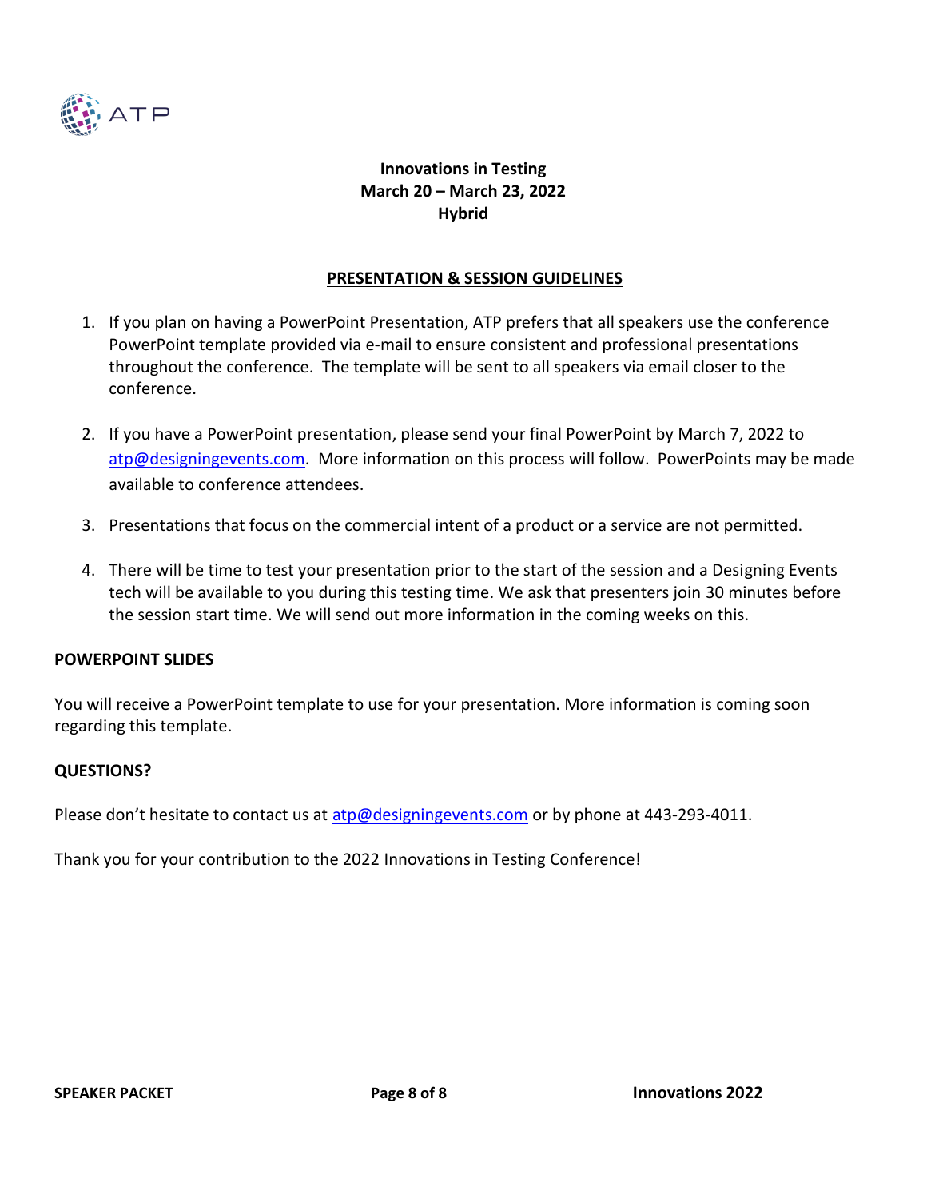**Innovations in Testing**
**March 20 – March 23, 2022**
**Hybrid**

## PRESENTATION & SESSION GUIDELINES

1. If you plan on having a PowerPoint Presentation, ATP prefers that all speakers use the conference PowerPoint template provided via e-mail to ensure consistent and professional presentations throughout the conference. The template will be sent to all speakers via email closer to the conference.

2. If you have a PowerPoint presentation, please send your final PowerPoint by March 7, 2022 to atp@designingevents.com. More information on this process will follow. PowerPoints may be made available to conference attendees.

3. Presentations that focus on the commercial intent of a product or a service are not permitted.

4. There will be time to test your presentation prior to the start of the session and a Designing Events tech will be available to you during this testing time. We ask that presenters join 30 minutes before the session start time. We will send out more information in the coming weeks on this.

### POWERPOINT SLIDES

You will receive a PowerPoint template to use for your presentation. More information is coming soon regarding this template.

### QUESTIONS?

Please don't hesitate to contact us at atp@designingevents.com or by phone at 443-293-4011.

Thank you for your contribution to the 2022 Innovations in Testing Conference!